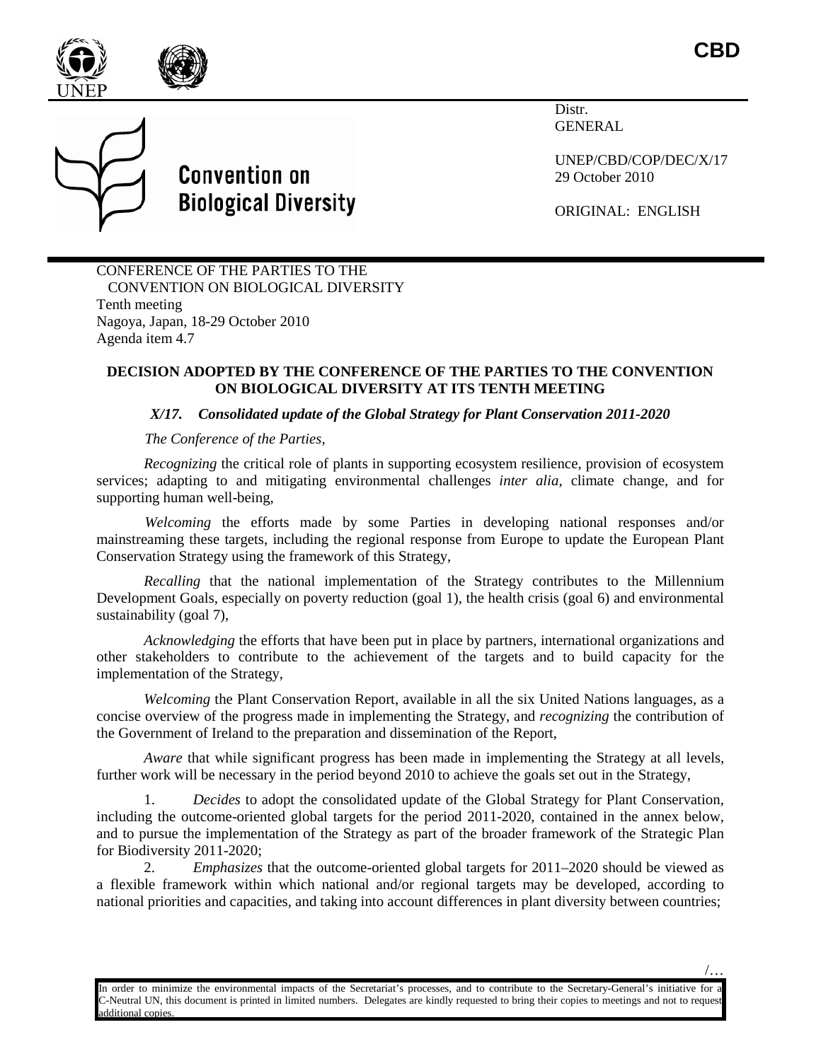CBD

Convention on Biological Diversity

Distr.
GENERAL

UNEP/CBD/COP/DEC/X/17
29 October 2010

ORIGINAL: ENGLISH

CONFERENCE OF THE PARTIES TO THE CONVENTION ON BIOLOGICAL DIVERSITY
Tenth meeting
Nagoya, Japan, 18-29 October 2010
Agenda item 4.7

**DECISION ADOPTED BY THE CONFERENCE OF THE PARTIES TO THE CONVENTION ON BIOLOGICAL DIVERSITY AT ITS TENTH MEETING**

***X/17. Consolidated update of the Global Strategy for Plant Conservation 2011-2020***

*The Conference of the Parties,*

*Recognizing* the critical role of plants in supporting ecosystem resilience, provision of ecosystem services; adapting to and mitigating environmental challenges *inter alia,* climate change, and for supporting human well-being,

*Welcoming* the efforts made by some Parties in developing national responses and/or mainstreaming these targets, including the regional response from Europe to update the European Plant Conservation Strategy using the framework of this Strategy,

*Recalling* that the national implementation of the Strategy contributes to the Millennium Development Goals, especially on poverty reduction (goal 1), the health crisis (goal 6) and environmental sustainability (goal 7),

*Acknowledging* the efforts that have been put in place by partners, international organizations and other stakeholders to contribute to the achievement of the targets and to build capacity for the implementation of the Strategy,

*Welcoming* the Plant Conservation Report, available in all the six United Nations languages, as a concise overview of the progress made in implementing the Strategy, and *recognizing* the contribution of the Government of Ireland to the preparation and dissemination of the Report,

*Aware* that while significant progress has been made in implementing the Strategy at all levels, further work will be necessary in the period beyond 2010 to achieve the goals set out in the Strategy,

1. *Decides* to adopt the consolidated update of the Global Strategy for Plant Conservation, including the outcome-oriented global targets for the period 2011-2020, contained in the annex below, and to pursue the implementation of the Strategy as part of the broader framework of the Strategic Plan for Biodiversity 2011-2020;

2. *Emphasizes* that the outcome-oriented global targets for 2011–2020 should be viewed as a flexible framework within which national and/or regional targets may be developed, according to national priorities and capacities, and taking into account differences in plant diversity between countries;

/…

In order to minimize the environmental impacts of the Secretariat's processes, and to contribute to the Secretary-General's initiative for a C-Neutral UN, this document is printed in limited numbers. Delegates are kindly requested to bring their copies to meetings and not to request additional copies.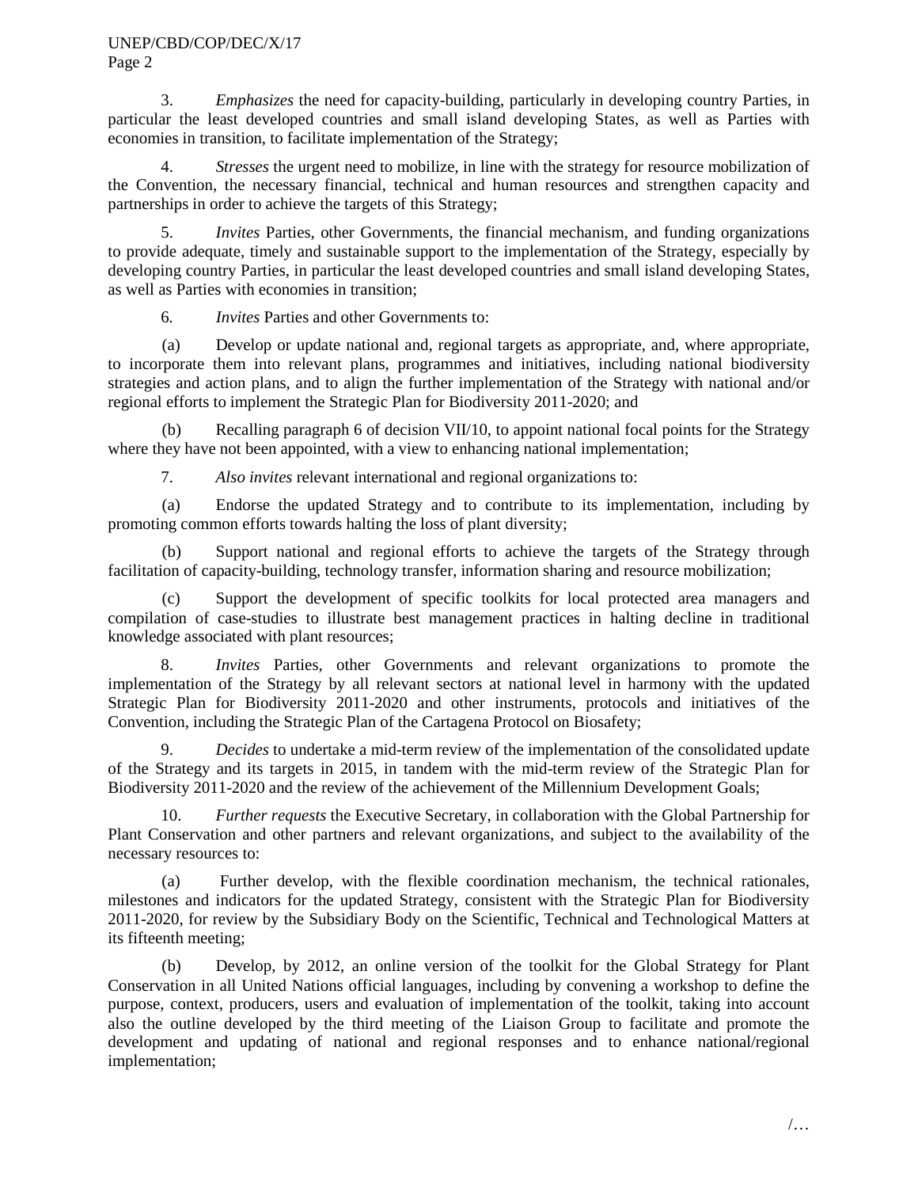3. *Emphasizes* the need for capacity-building, particularly in developing country Parties, in particular the least developed countries and small island developing States, as well as Parties with economies in transition, to facilitate implementation of the Strategy;

4. *Stresses* the urgent need to mobilize, in line with the strategy for resource mobilization of the Convention, the necessary financial, technical and human resources and strengthen capacity and partnerships in order to achieve the targets of this Strategy;

5. *Invites* Parties, other Governments, the financial mechanism, and funding organizations to provide adequate, timely and sustainable support to the implementation of the Strategy, especially by developing country Parties, in particular the least developed countries and small island developing States, as well as Parties with economies in transition;

6. *Invites* Parties and other Governments to:

(a) Develop or update national and, regional targets as appropriate, and, where appropriate, to incorporate them into relevant plans, programmes and initiatives, including national biodiversity strategies and action plans, and to align the further implementation of the Strategy with national and/or regional efforts to implement the Strategic Plan for Biodiversity 2011-2020; and

(b) Recalling paragraph 6 of decision VII/10, to appoint national focal points for the Strategy where they have not been appointed, with a view to enhancing national implementation;

7. *Also invites* relevant international and regional organizations to:

(a) Endorse the updated Strategy and to contribute to its implementation, including by promoting common efforts towards halting the loss of plant diversity;

(b) Support national and regional efforts to achieve the targets of the Strategy through facilitation of capacity-building, technology transfer, information sharing and resource mobilization;

(c) Support the development of specific toolkits for local protected area managers and compilation of case-studies to illustrate best management practices in halting decline in traditional knowledge associated with plant resources;

8. *Invites* Parties, other Governments and relevant organizations to promote the implementation of the Strategy by all relevant sectors at national level in harmony with the updated Strategic Plan for Biodiversity 2011-2020 and other instruments, protocols and initiatives of the Convention, including the Strategic Plan of the Cartagena Protocol on Biosafety;

9. *Decides* to undertake a mid-term review of the implementation of the consolidated update of the Strategy and its targets in 2015, in tandem with the mid-term review of the Strategic Plan for Biodiversity 2011-2020 and the review of the achievement of the Millennium Development Goals;

10. *Further requests* the Executive Secretary, in collaboration with the Global Partnership for Plant Conservation and other partners and relevant organizations, and subject to the availability of the necessary resources to:

(a) Further develop, with the flexible coordination mechanism, the technical rationales, milestones and indicators for the updated Strategy, consistent with the Strategic Plan for Biodiversity 2011-2020, for review by the Subsidiary Body on the Scientific, Technical and Technological Matters at its fifteenth meeting;

(b) Develop, by 2012, an online version of the toolkit for the Global Strategy for Plant Conservation in all United Nations official languages, including by convening a workshop to define the purpose, context, producers, users and evaluation of implementation of the toolkit, taking into account also the outline developed by the third meeting of the Liaison Group to facilitate and promote the development and updating of national and regional responses and to enhance national/regional implementation;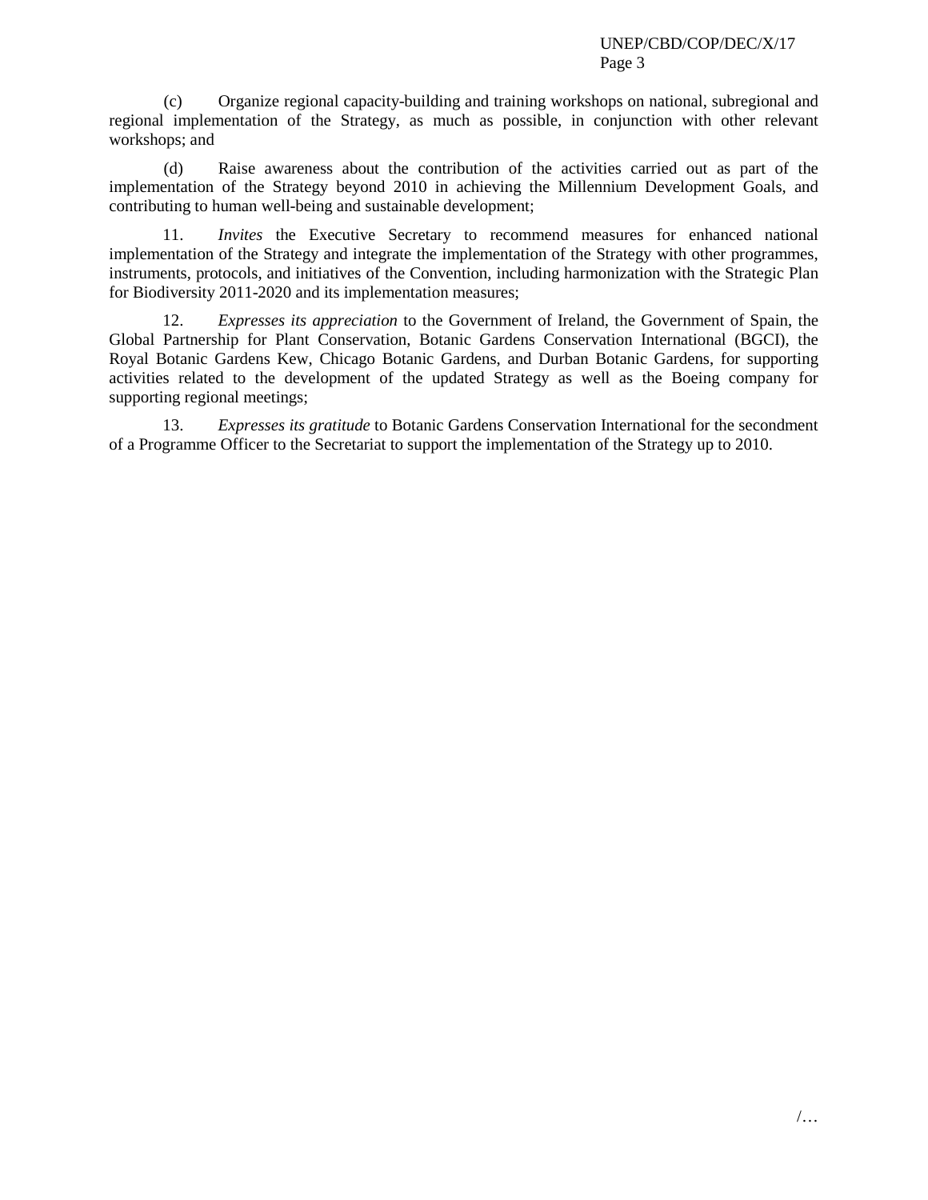(c) Organize regional capacity-building and training workshops on national, subregional and regional implementation of the Strategy, as much as possible, in conjunction with other relevant workshops; and

(d) Raise awareness about the contribution of the activities carried out as part of the implementation of the Strategy beyond 2010 in achieving the Millennium Development Goals, and contributing to human well-being and sustainable development;

11. *Invites* the Executive Secretary to recommend measures for enhanced national implementation of the Strategy and integrate the implementation of the Strategy with other programmes, instruments, protocols, and initiatives of the Convention, including harmonization with the Strategic Plan for Biodiversity 2011-2020 and its implementation measures;

12. *Expresses its appreciation* to the Government of Ireland, the Government of Spain, the Global Partnership for Plant Conservation, Botanic Gardens Conservation International (BGCI), the Royal Botanic Gardens Kew, Chicago Botanic Gardens, and Durban Botanic Gardens, for supporting activities related to the development of the updated Strategy as well as the Boeing company for supporting regional meetings;

13. *Expresses its gratitude* to Botanic Gardens Conservation International for the secondment of a Programme Officer to the Secretariat to support the implementation of the Strategy up to 2010.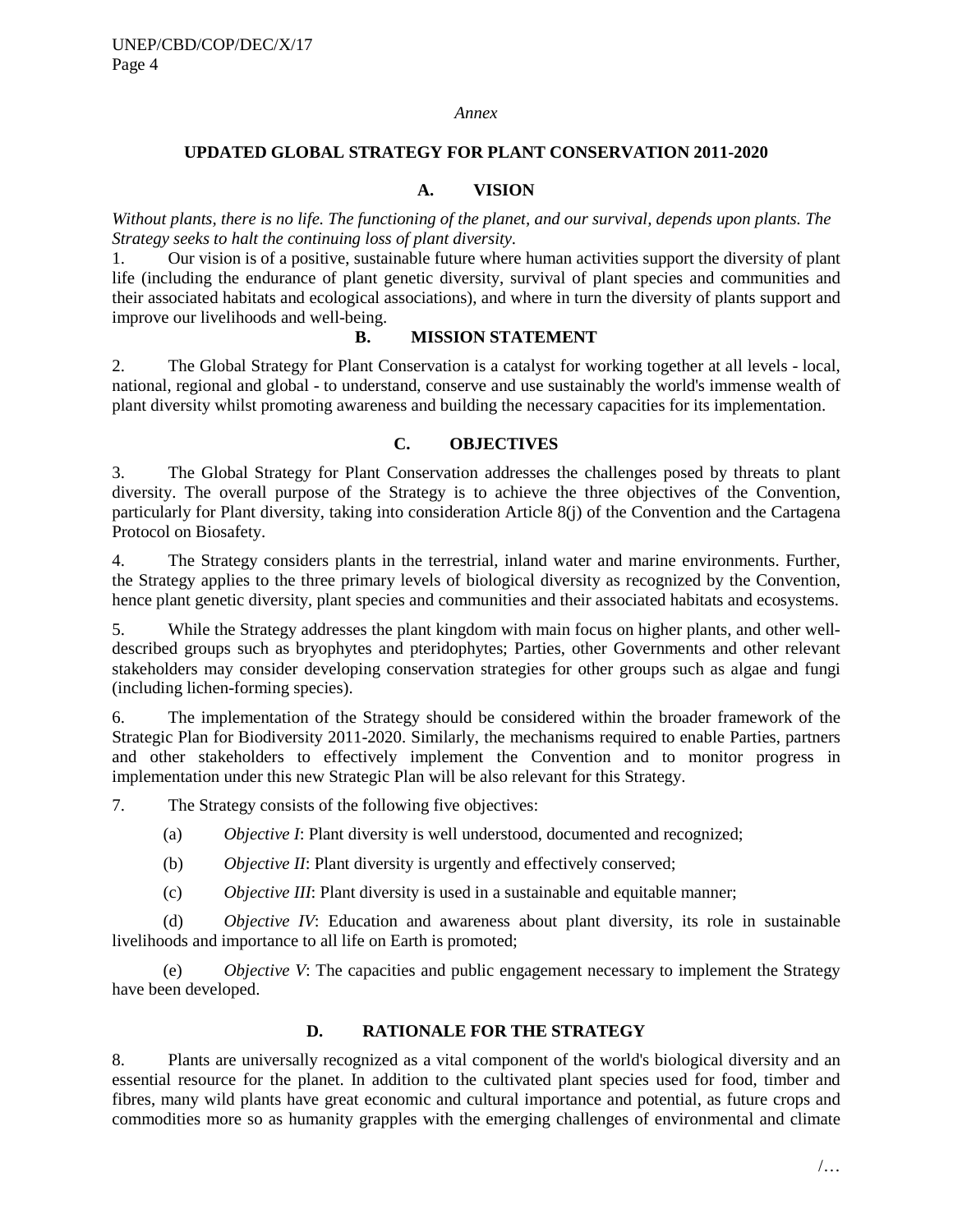*Annex*

# UPDATED GLOBAL STRATEGY FOR PLANT CONSERVATION 2011-2020

## A. VISION

*Without plants, there is no life. The functioning of the planet, and our survival, depends upon plants. The Strategy seeks to halt the continuing loss of plant diversity.*

1. Our vision is of a positive, sustainable future where human activities support the diversity of plant life (including the endurance of plant genetic diversity, survival of plant species and communities and their associated habitats and ecological associations), and where in turn the diversity of plants support and improve our livelihoods and well-being.

## B. MISSION STATEMENT

2. The Global Strategy for Plant Conservation is a catalyst for working together at all levels - local, national, regional and global - to understand, conserve and use sustainably the world's immense wealth of plant diversity whilst promoting awareness and building the necessary capacities for its implementation.

## C. OBJECTIVES

3. The Global Strategy for Plant Conservation addresses the challenges posed by threats to plant diversity. The overall purpose of the Strategy is to achieve the three objectives of the Convention, particularly for Plant diversity, taking into consideration Article 8(j) of the Convention and the Cartagena Protocol on Biosafety.

4. The Strategy considers plants in the terrestrial, inland water and marine environments. Further, the Strategy applies to the three primary levels of biological diversity as recognized by the Convention, hence plant genetic diversity, plant species and communities and their associated habitats and ecosystems.

5. While the Strategy addresses the plant kingdom with main focus on higher plants, and other well-described groups such as bryophytes and pteridophytes; Parties, other Governments and other relevant stakeholders may consider developing conservation strategies for other groups such as algae and fungi (including lichen-forming species).

6. The implementation of the Strategy should be considered within the broader framework of the Strategic Plan for Biodiversity 2011-2020. Similarly, the mechanisms required to enable Parties, partners and other stakeholders to effectively implement the Convention and to monitor progress in implementation under this new Strategic Plan will be also relevant for this Strategy.

7. The Strategy consists of the following five objectives:

(a) *Objective I*: Plant diversity is well understood, documented and recognized;

(b) *Objective II*: Plant diversity is urgently and effectively conserved;

(c) *Objective III*: Plant diversity is used in a sustainable and equitable manner;

(d) *Objective IV*: Education and awareness about plant diversity, its role in sustainable livelihoods and importance to all life on Earth is promoted;

(e) *Objective V*: The capacities and public engagement necessary to implement the Strategy have been developed.

## D. RATIONALE FOR THE STRATEGY

8. Plants are universally recognized as a vital component of the world's biological diversity and an essential resource for the planet. In addition to the cultivated plant species used for food, timber and fibres, many wild plants have great economic and cultural importance and potential, as future crops and commodities more so as humanity grapples with the emerging challenges of environmental and climate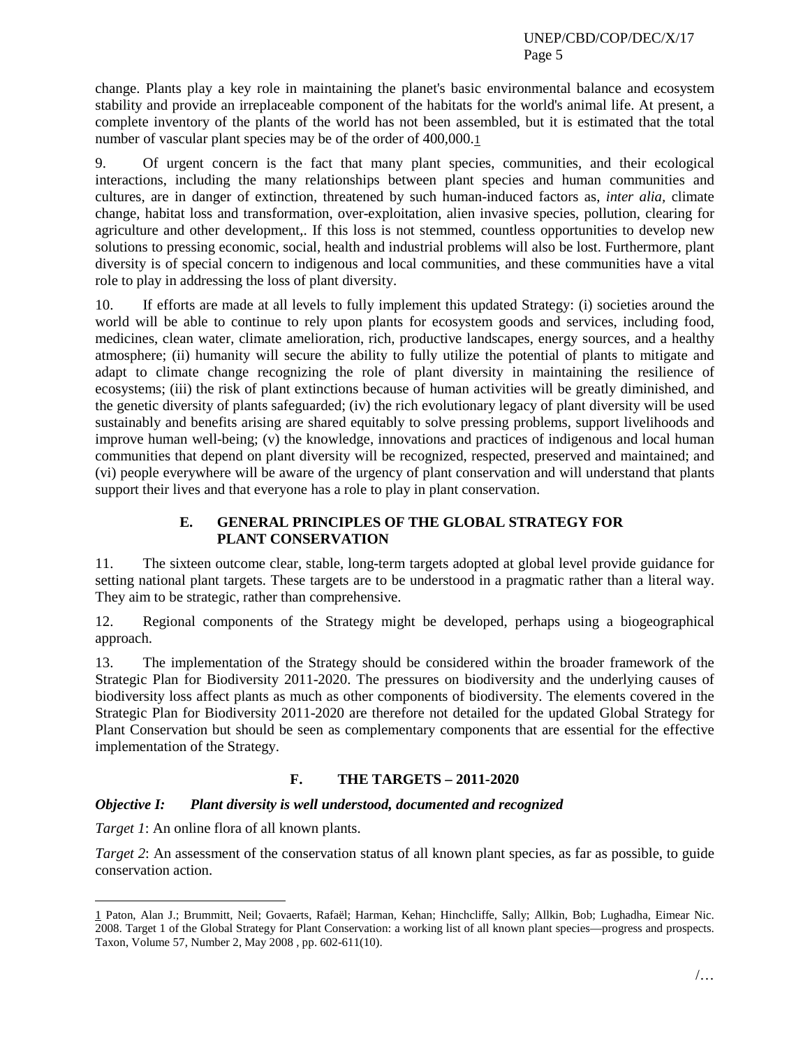change. Plants play a key role in maintaining the planet's basic environmental balance and ecosystem stability and provide an irreplaceable component of the habitats for the world's animal life. At present, a complete inventory of the plants of the world has not been assembled, but it is estimated that the total number of vascular plant species may be of the order of 400,000.[1]

9. Of urgent concern is the fact that many plant species, communities, and their ecological interactions, including the many relationships between plant species and human communities and cultures, are in danger of extinction, threatened by such human-induced factors as, *inter alia,* climate change, habitat loss and transformation, over-exploitation, alien invasive species, pollution, clearing for agriculture and other development,. If this loss is not stemmed, countless opportunities to develop new solutions to pressing economic, social, health and industrial problems will also be lost. Furthermore, plant diversity is of special concern to indigenous and local communities, and these communities have a vital role to play in addressing the loss of plant diversity.

10. If efforts are made at all levels to fully implement this updated Strategy: (i) societies around the world will be able to continue to rely upon plants for ecosystem goods and services, including food, medicines, clean water, climate amelioration, rich, productive landscapes, energy sources, and a healthy atmosphere; (ii) humanity will secure the ability to fully utilize the potential of plants to mitigate and adapt to climate change recognizing the role of plant diversity in maintaining the resilience of ecosystems; (iii) the risk of plant extinctions because of human activities will be greatly diminished, and the genetic diversity of plants safeguarded; (iv) the rich evolutionary legacy of plant diversity will be used sustainably and benefits arising are shared equitably to solve pressing problems, support livelihoods and improve human well-being; (v) the knowledge, innovations and practices of indigenous and local human communities that depend on plant diversity will be recognized, respected, preserved and maintained; and (vi) people everywhere will be aware of the urgency of plant conservation and will understand that plants support their lives and that everyone has a role to play in plant conservation.

## E. GENERAL PRINCIPLES OF THE GLOBAL STRATEGY FOR PLANT CONSERVATION

11. The sixteen outcome clear, stable, long-term targets adopted at global level provide guidance for setting national plant targets. These targets are to be understood in a pragmatic rather than a literal way. They aim to be strategic, rather than comprehensive.

12. Regional components of the Strategy might be developed, perhaps using a biogeographical approach.

13. The implementation of the Strategy should be considered within the broader framework of the Strategic Plan for Biodiversity 2011-2020. The pressures on biodiversity and the underlying causes of biodiversity loss affect plants as much as other components of biodiversity. The elements covered in the Strategic Plan for Biodiversity 2011-2020 are therefore not detailed for the updated Global Strategy for Plant Conservation but should be seen as complementary components that are essential for the effective implementation of the Strategy.

## F. THE TARGETS – 2011-2020

***Objective I: Plant diversity is well understood, documented and recognized***

*Target 1*: An online flora of all known plants.

*Target 2*: An assessment of the conservation status of all known plant species, as far as possible, to guide conservation action.

---

[1] Paton, Alan J.; Brummitt, Neil; Govaerts, Rafaël; Harman, Kehan; Hinchcliffe, Sally; Allkin, Bob; Lughadha, Eimear Nic. 2008. Target 1 of the Global Strategy for Plant Conservation: a working list of all known plant species—progress and prospects. Taxon, Volume 57, Number 2, May 2008 , pp. 602-611(10).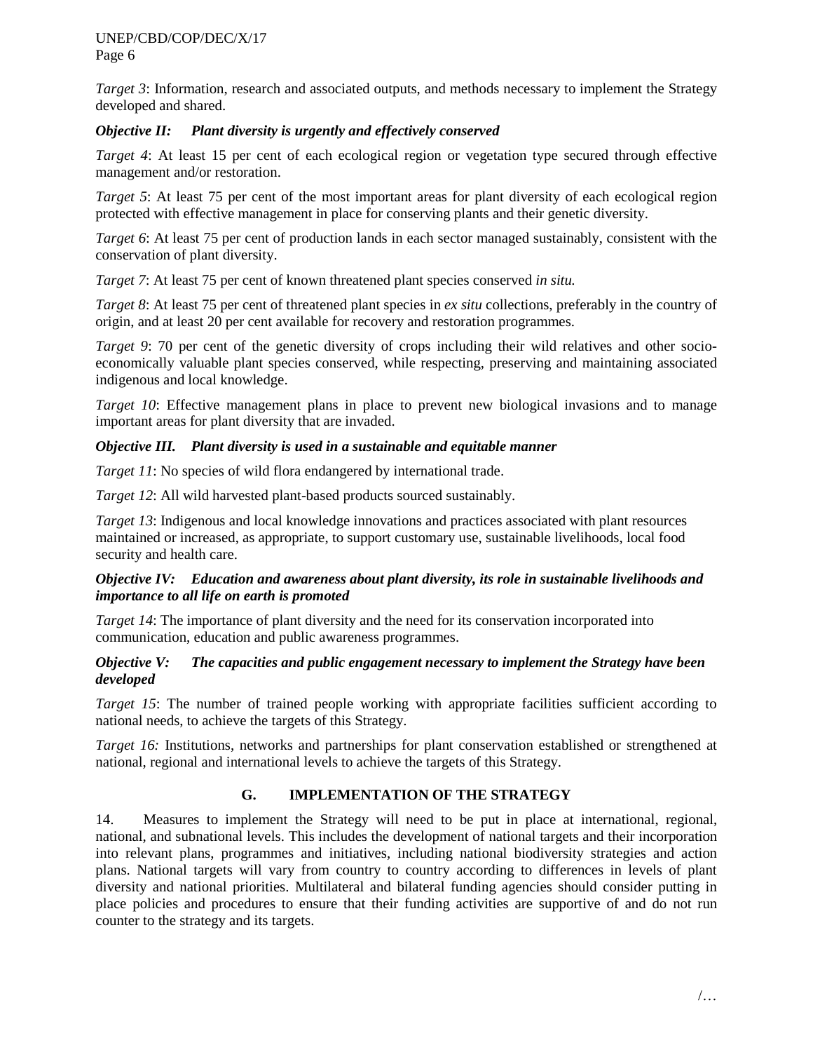*Target 3*: Information, research and associated outputs, and methods necessary to implement the Strategy developed and shared.

***Objective II: Plant diversity is urgently and effectively conserved***

*Target 4*: At least 15 per cent of each ecological region or vegetation type secured through effective management and/or restoration.

*Target 5*: At least 75 per cent of the most important areas for plant diversity of each ecological region protected with effective management in place for conserving plants and their genetic diversity.

*Target 6*: At least 75 per cent of production lands in each sector managed sustainably, consistent with the conservation of plant diversity.

*Target 7*: At least 75 per cent of known threatened plant species conserved *in situ.*

*Target 8*: At least 75 per cent of threatened plant species in *ex situ* collections, preferably in the country of origin, and at least 20 per cent available for recovery and restoration programmes.

*Target 9*: 70 per cent of the genetic diversity of crops including their wild relatives and other socio-economically valuable plant species conserved, while respecting, preserving and maintaining associated indigenous and local knowledge.

*Target 10*: Effective management plans in place to prevent new biological invasions and to manage important areas for plant diversity that are invaded.

***Objective III. Plant diversity is used in a sustainable and equitable manner***

*Target 11*: No species of wild flora endangered by international trade.

*Target 12*: All wild harvested plant-based products sourced sustainably.

*Target 13*: Indigenous and local knowledge innovations and practices associated with plant resources maintained or increased, as appropriate, to support customary use, sustainable livelihoods, local food security and health care.

***Objective IV: Education and awareness about plant diversity, its role in sustainable livelihoods and importance to all life on earth is promoted***

*Target 14*: The importance of plant diversity and the need for its conservation incorporated into communication, education and public awareness programmes.

***Objective V: The capacities and public engagement necessary to implement the Strategy have been developed***

*Target 15*: The number of trained people working with appropriate facilities sufficient according to national needs, to achieve the targets of this Strategy.

*Target 16:* Institutions, networks and partnerships for plant conservation established or strengthened at national, regional and international levels to achieve the targets of this Strategy.

## G. IMPLEMENTATION OF THE STRATEGY

14. Measures to implement the Strategy will need to be put in place at international, regional, national, and subnational levels. This includes the development of national targets and their incorporation into relevant plans, programmes and initiatives, including national biodiversity strategies and action plans. National targets will vary from country to country according to differences in levels of plant diversity and national priorities. Multilateral and bilateral funding agencies should consider putting in place policies and procedures to ensure that their funding activities are supportive of and do not run counter to the strategy and its targets.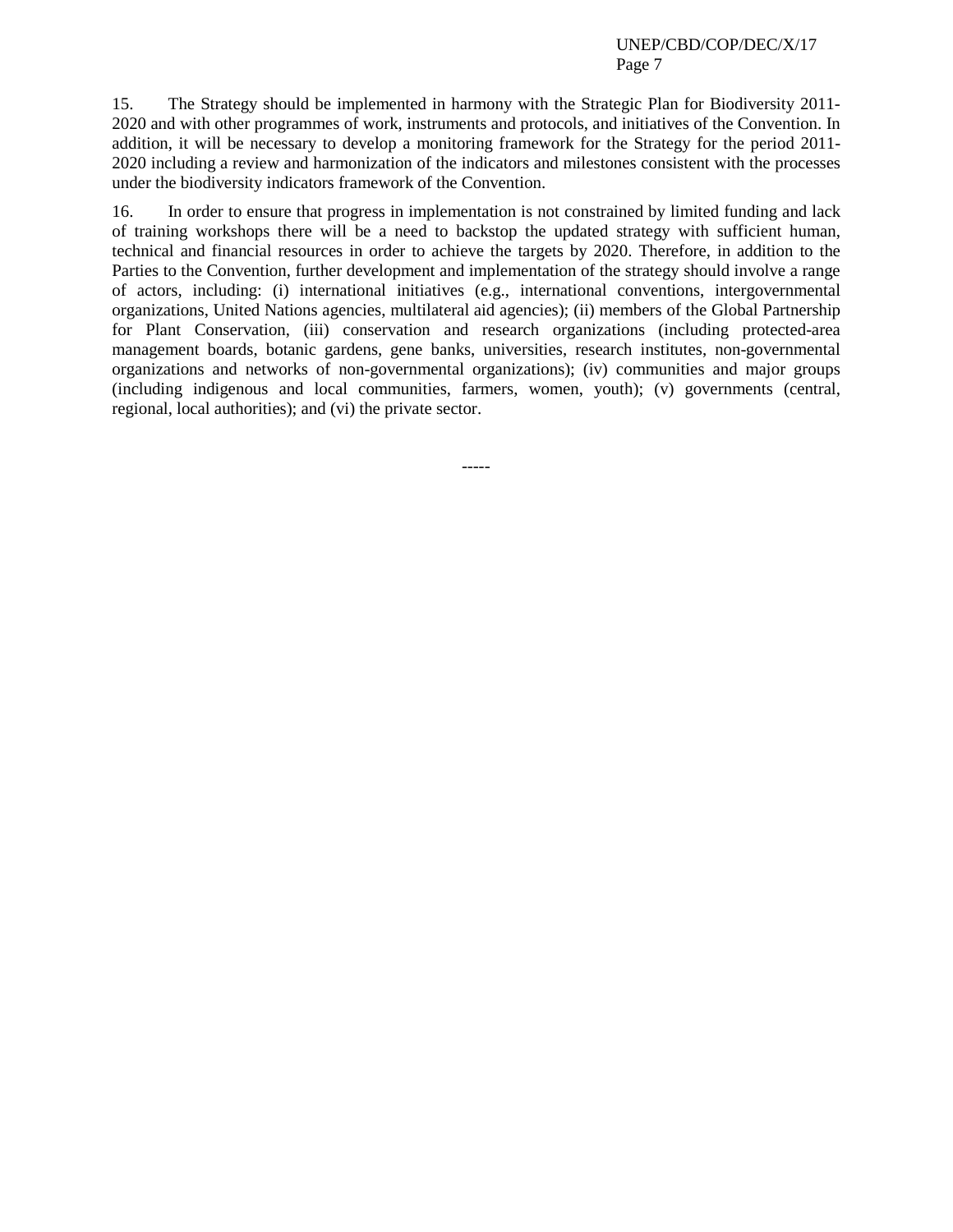15. The Strategy should be implemented in harmony with the Strategic Plan for Biodiversity 2011-2020 and with other programmes of work, instruments and protocols, and initiatives of the Convention. In addition, it will be necessary to develop a monitoring framework for the Strategy for the period 2011-2020 including a review and harmonization of the indicators and milestones consistent with the processes under the biodiversity indicators framework of the Convention.

16. In order to ensure that progress in implementation is not constrained by limited funding and lack of training workshops there will be a need to backstop the updated strategy with sufficient human, technical and financial resources in order to achieve the targets by 2020. Therefore, in addition to the Parties to the Convention, further development and implementation of the strategy should involve a range of actors, including: (i) international initiatives (e.g., international conventions, intergovernmental organizations, United Nations agencies, multilateral aid agencies); (ii) members of the Global Partnership for Plant Conservation, (iii) conservation and research organizations (including protected-area management boards, botanic gardens, gene banks, universities, research institutes, non-governmental organizations and networks of non-governmental organizations); (iv) communities and major groups (including indigenous and local communities, farmers, women, youth); (v) governments (central, regional, local authorities); and (vi) the private sector.

-----